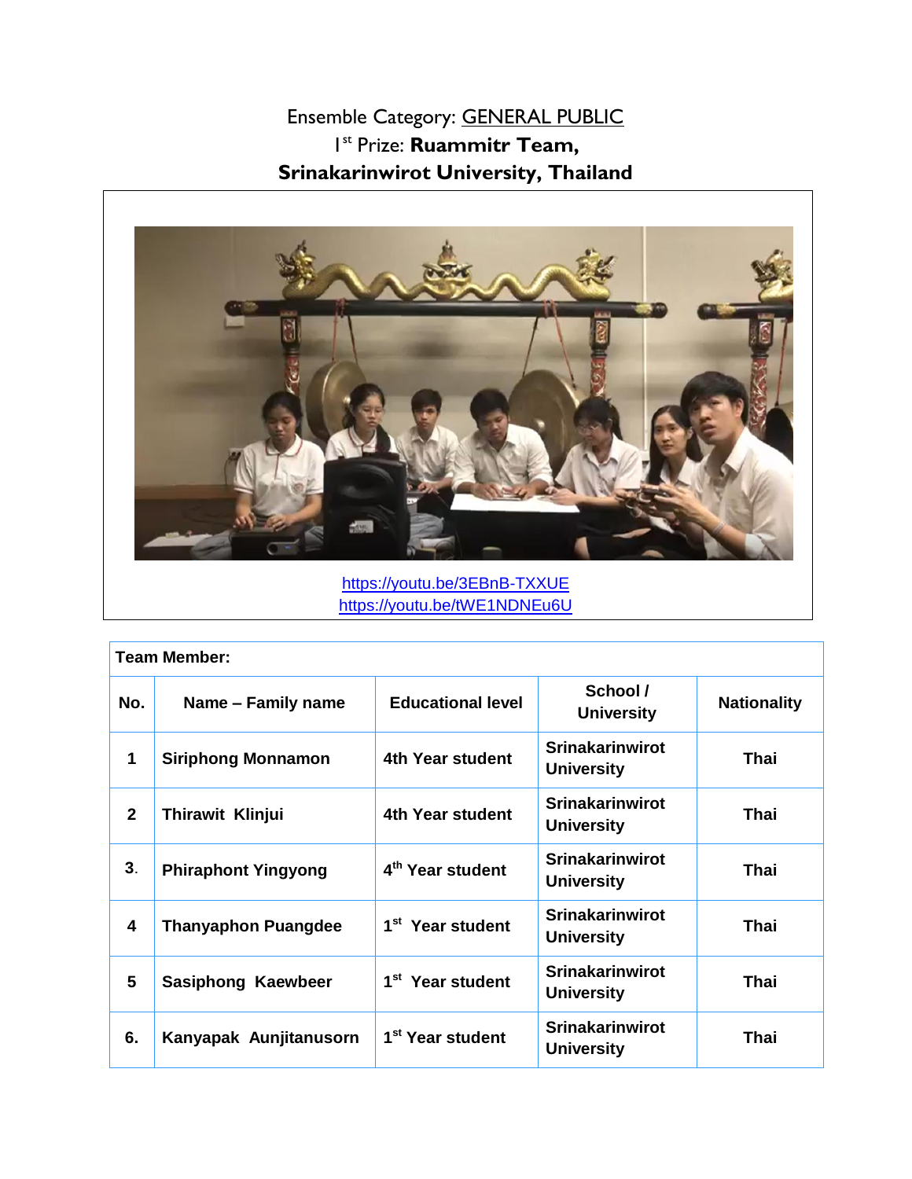Ensemble Category: GENERAL PUBLIC

1st Prize: **Ruammitr Team,**

**Srinakarinwirot University, Thailand**

https://youtu.be/3EBnB-TXXUE
https://youtu.be/tWE1NDNEu6U

| **Team Member:** | | | | |
|---|---|---|---|---|
| **No.** | **Name – Family name** | **Educational level** | **School / University** | **Nationality** |
| **1** | **Siriphong Monnamon** | **4th Year student** | **Srinakarinwirot University** | **Thai** |
| **2** | **Thirawit Klinjui** | **4th Year student** | **Srinakarinwirot University** | **Thai** |
| **3.** | **Phiraphont Yingyong** | **4th Year student** | **Srinakarinwirot University** | **Thai** |
| **4** | **Thanyaphon Puangdee** | **1st Year student** | **Srinakarinwirot University** | **Thai** |
| **5** | **Sasiphong Kaewbeer** | **1st Year student** | **Srinakarinwirot University** | **Thai** |
| **6.** | **Kanyapak Aunjitanusorn** | **1st Year student** | **Srinakarinwirot University** | **Thai** |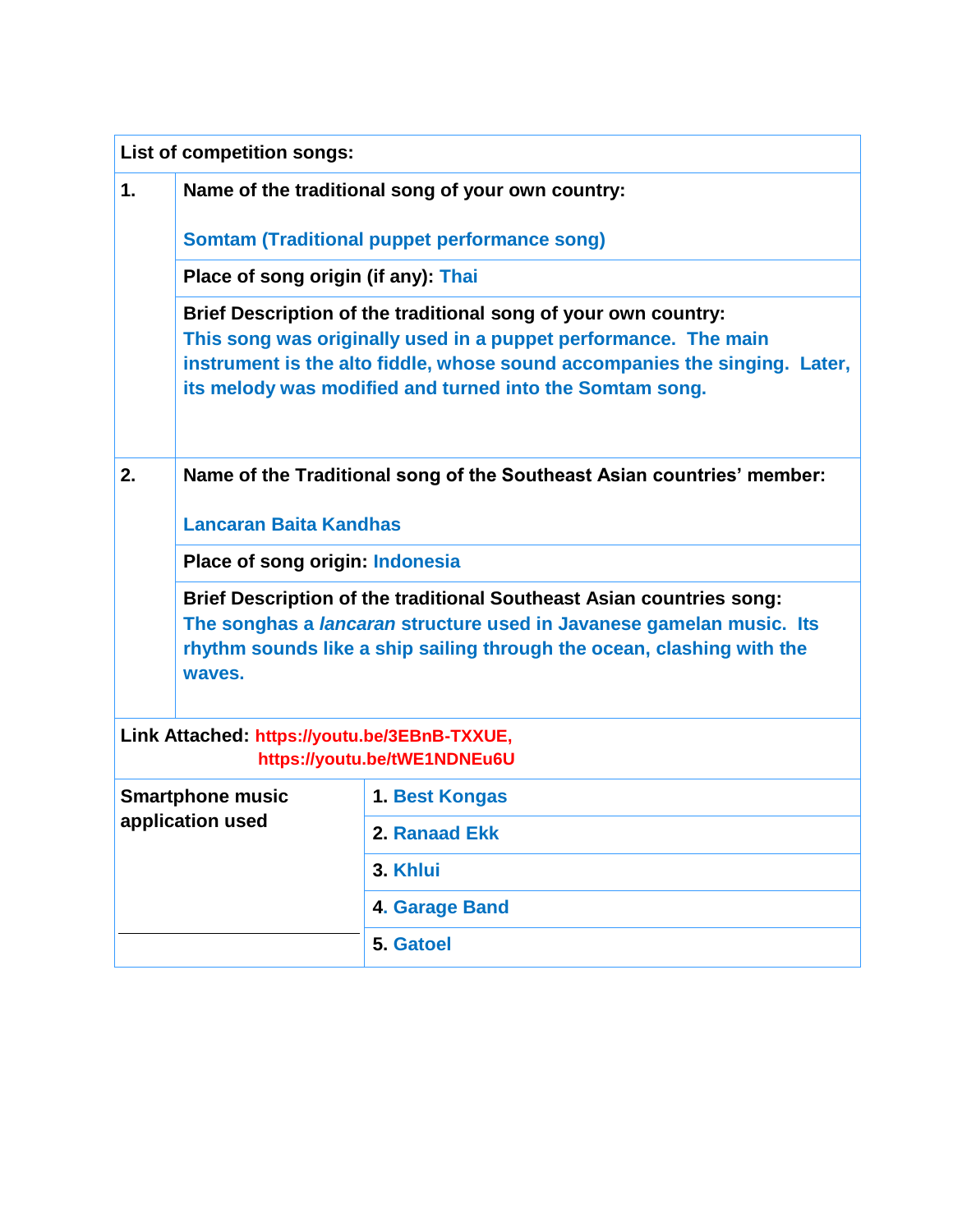| | | |
|---|---|---|
| **List of competition songs:** | | |
| **1.** | **Name of the traditional song of your own country:**<br><br>**Somtam (Traditional puppet performance song)** | |
| | **Place of song origin (if any):** **Thai** | |
| | **Brief Description of the traditional song of your own country:**<br>**This song was originally used in a puppet performance. The main instrument is the alto fiddle, whose sound accompanies the singing. Later, its melody was modified and turned into the Somtam song.** | |
| **2.** | **Name of the Traditional song of the Southeast Asian countries' member:**<br><br>**Lancaran Baita Kandhas** | |
| | **Place of song origin:** **Indonesia** | |
| | **Brief Description of the traditional Southeast Asian countries song:**<br>**The songhas a *lancaran* structure used in Javanese gamelan music. Its rhythm sounds like a ship sailing through the ocean, clashing with the waves.** | |
| **Link Attached:** **https://youtu.be/3EBnB-TXXUE, https://youtu.be/tWE1NDNEu6U** | | |
| **Smartphone music application used** | **1. Best Kongas** | |
| | **2. Ranaad Ekk** | |
| | **3. Khlui** | |
| | **4. Garage Band** | |
| | **5. Gatoel** | |